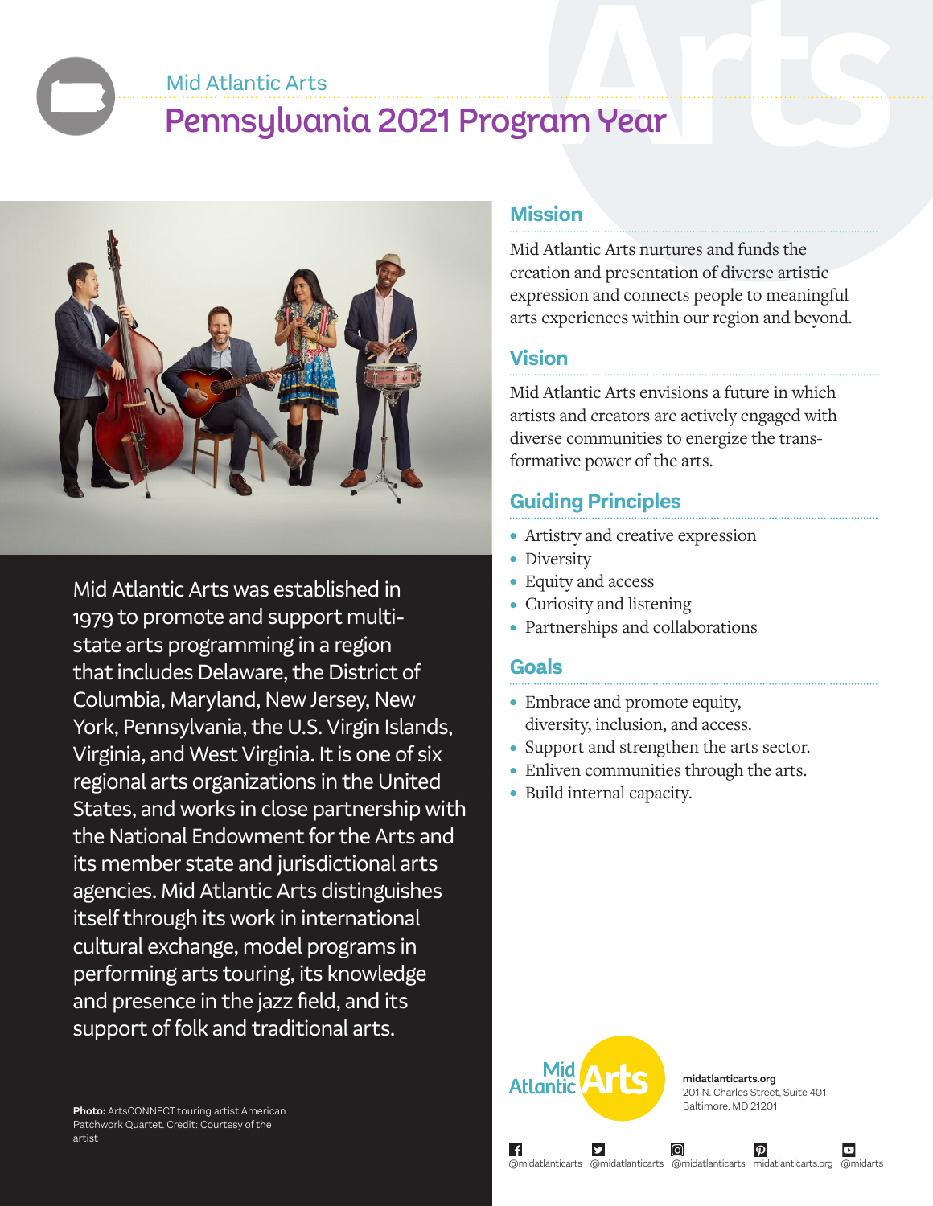Mid Atlantic Arts

# Pennsylvania 2021 Program Year

Mid Atlantic Arts was established in 1979 to promote and support multi-state arts programming in a region that includes Delaware, the District of Columbia, Maryland, New Jersey, New York, Pennsylvania, the U.S. Virgin Islands, Virginia, and West Virginia. It is one of six regional arts organizations in the United States, and works in close partnership with the National Endowment for the Arts and its member state and jurisdictional arts agencies. Mid Atlantic Arts distinguishes itself through its work in international cultural exchange, model programs in performing arts touring, its knowledge and presence in the jazz field, and its support of folk and traditional arts.

**Photo:** ArtsCONNECT touring artist American Patchwork Quartet. Credit: Courtesy of the artist

## Mission

Mid Atlantic Arts nurtures and funds the creation and presentation of diverse artistic expression and connects people to meaningful arts experiences within our region and beyond.

## Vision

Mid Atlantic Arts envisions a future in which artists and creators are actively engaged with diverse communities to energize the transformative power of the arts.

## Guiding Principles

- Artistry and creative expression
- Diversity
- Equity and access
- Curiosity and listening
- Partnerships and collaborations

## Goals

- Embrace and promote equity, diversity, inclusion, and access.
- Support and strengthen the arts sector.
- Enliven communities through the arts.
- Build internal capacity.

Mid Atlantic Arts

**midatlanticarts.org**
201 N. Charles Street, Suite 401
Baltimore, MD 21201

@midatlanticarts @midatlanticarts @midatlanticarts midatlanticarts.org @midarts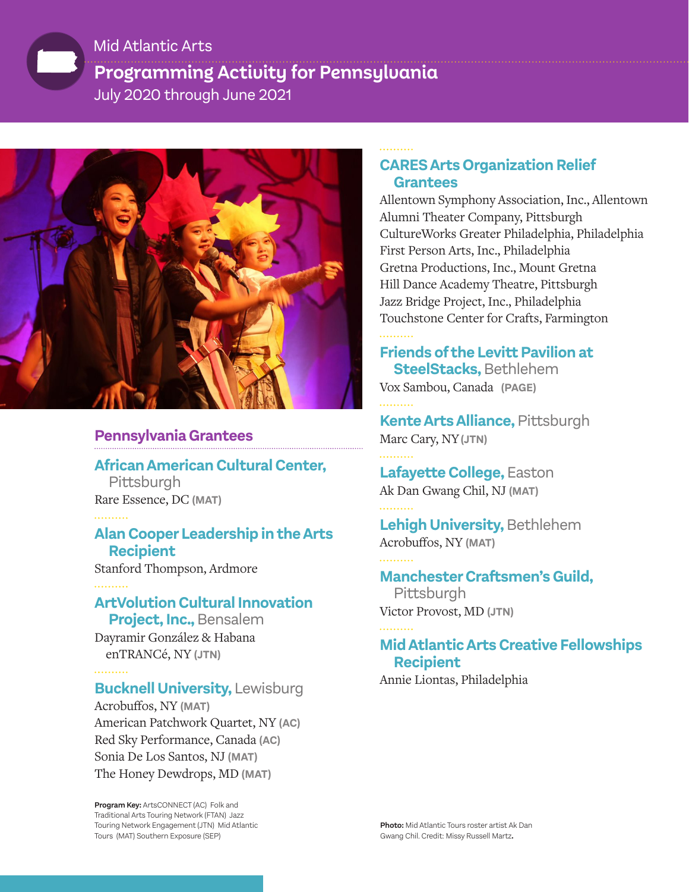Mid Atlantic Arts

# Programming Activity for Pennsylvania

July 2020 through June 2021

## Pennsylvania Grantees

### African American Cultural Center, Pittsburgh

Rare Essence, DC **(MAT)**

### Alan Cooper Leadership in the Arts Recipient

Stanford Thompson, Ardmore

### ArtVolution Cultural Innovation Project, Inc., Bensalem

Dayramir González & Habana enTRANCé, NY **(JTN)**

### Bucknell University, Lewisburg

Acrobuffos, NY **(MAT)**
American Patchwork Quartet, NY **(AC)**
Red Sky Performance, Canada **(AC)**
Sonia De Los Santos, NJ **(MAT)**
The Honey Dewdrops, MD **(MAT)**

### CARES Arts Organization Relief Grantees

Allentown Symphony Association, Inc., Allentown
Alumni Theater Company, Pittsburgh
CultureWorks Greater Philadelphia, Philadelphia
First Person Arts, Inc., Philadelphia
Gretna Productions, Inc., Mount Gretna
Hill Dance Academy Theatre, Pittsburgh
Jazz Bridge Project, Inc., Philadelphia
Touchstone Center for Crafts, Farmington

### Friends of the Levitt Pavilion at SteelStacks, Bethlehem

Vox Sambou, Canada **(PAGE)**

### Kente Arts Alliance, Pittsburgh

Marc Cary, NY **(JTN)**

### Lafayette College, Easton

Ak Dan Gwang Chil, NJ **(MAT)**

### Lehigh University, Bethlehem

Acrobuffos, NY **(MAT)**

### Manchester Craftsmen's Guild, Pittsburgh

Victor Provost, MD **(JTN)**

### Mid Atlantic Arts Creative Fellowships Recipient

Annie Liontas, Philadelphia

**Program Key:** ArtsCONNECT (AC) Folk and Traditional Arts Touring Network (FTAN) Jazz Touring Network Engagement (JTN) Mid Atlantic Tours (MAT) Southern Exposure (SEP)

**Photo:** Mid Atlantic Tours roster artist Ak Dan Gwang Chil. Credit: Missy Russell Martz.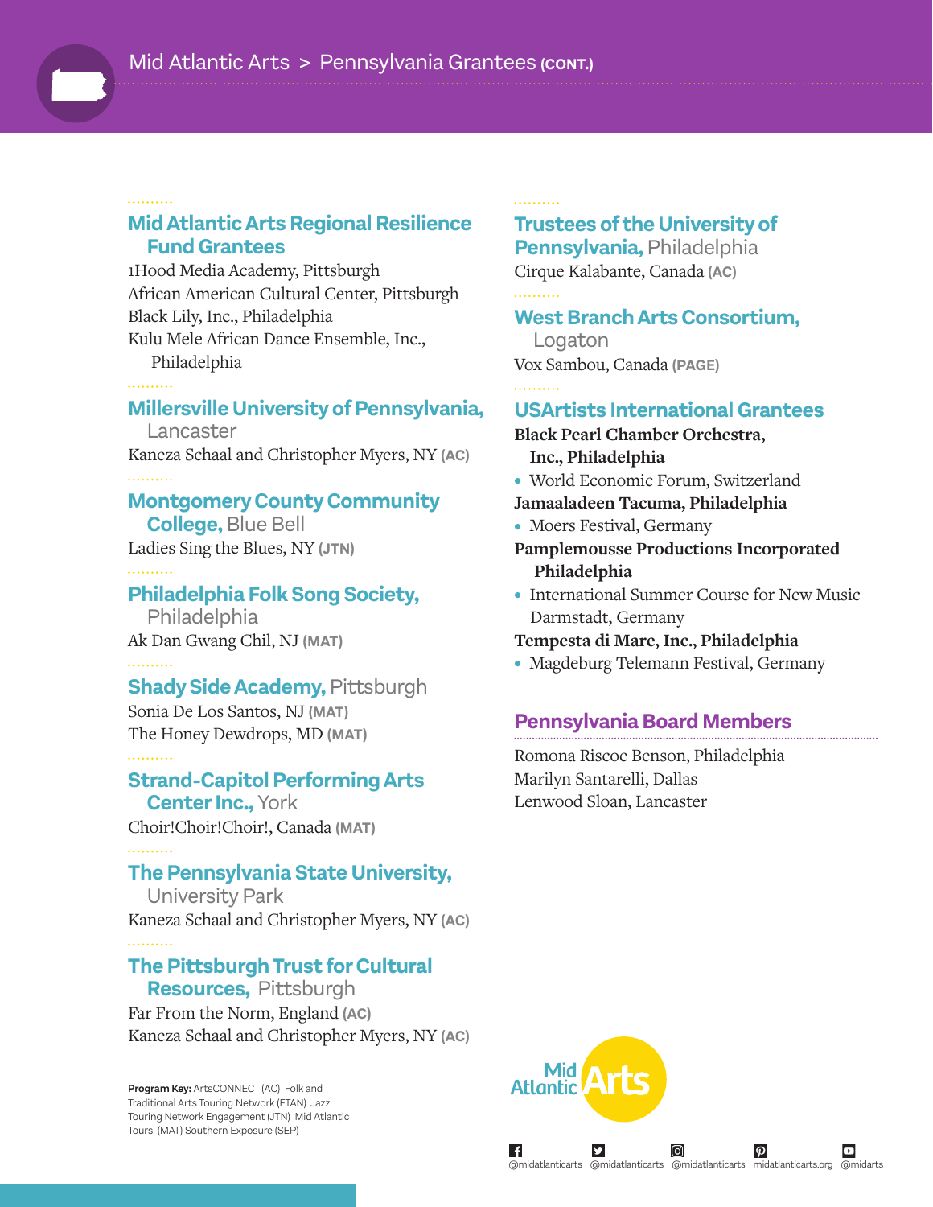Mid Atlantic Arts > Pennsylvania Grantees (CONT.)

### Mid Atlantic Arts Regional Resilience Fund Grantees

1Hood Media Academy, Pittsburgh
African American Cultural Center, Pittsburgh
Black Lily, Inc., Philadelphia
Kulu Mele African Dance Ensemble, Inc., Philadelphia

### Millersville University of Pennsylvania, Lancaster

Kaneza Schaal and Christopher Myers, NY **(AC)**

### Montgomery County Community College, Blue Bell

Ladies Sing the Blues, NY **(JTN)**

### Philadelphia Folk Song Society, Philadelphia

Ak Dan Gwang Chil, NJ **(MAT)**

### Shady Side Academy, Pittsburgh

Sonia De Los Santos, NJ **(MAT)**
The Honey Dewdrops, MD **(MAT)**

### Strand-Capitol Performing Arts Center Inc., York

Choir!Choir!Choir!, Canada **(MAT)**

### The Pennsylvania State University, University Park

Kaneza Schaal and Christopher Myers, NY **(AC)**

### The Pittsburgh Trust for Cultural Resources, Pittsburgh

Far From the Norm, England **(AC)**
Kaneza Schaal and Christopher Myers, NY **(AC)**

### Trustees of the University of Pennsylvania, Philadelphia

Cirque Kalabante, Canada **(AC)**

### West Branch Arts Consortium, Logaton

Vox Sambou, Canada **(PAGE)**

### USArtists International Grantees

**Black Pearl Chamber Orchestra, Inc., Philadelphia**

- World Economic Forum, Switzerland

**Jamaaladeen Tacuma, Philadelphia**

- Moers Festival, Germany

**Pamplemousse Productions Incorporated Philadelphia**

- International Summer Course for New Music Darmstadt, Germany

**Tempesta di Mare, Inc., Philadelphia**

- Magdeburg Telemann Festival, Germany

## Pennsylvania Board Members

Romona Riscoe Benson, Philadelphia
Marilyn Santarelli, Dallas
Lenwood Sloan, Lancaster

**Program Key:** ArtsCONNECT (AC) Folk and Traditional Arts Touring Network (FTAN) Jazz Touring Network Engagement (JTN) Mid Atlantic Tours (MAT) Southern Exposure (SEP)

Mid Atlantic Arts

@midatlanticarts @midatlanticarts @midatlanticarts midatlanticarts.org @midarts